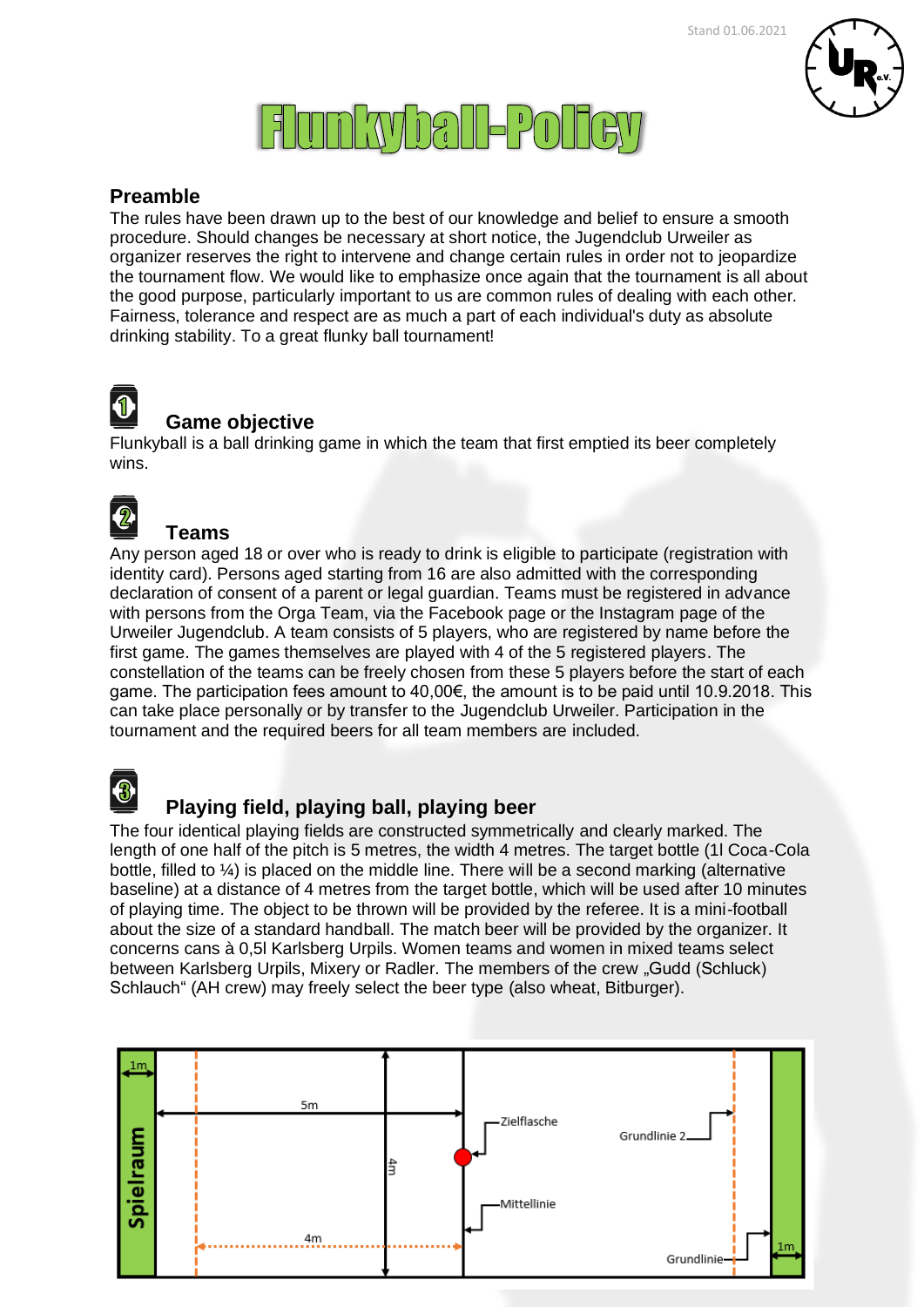Stand 01.06.2021

# Flunkyball-Policy

## Preamble

The rules have been drawn up to the best of our knowledge and belief to ensure a smooth procedure. Should changes be necessary at short notice, the Jugendclub Urweiler as organizer reserves the right to intervene and change certain rules in order not to jeopardize the tournament flow. We would like to emphasize once again that the tournament is all about the good purpose, particularly important to us are common rules of dealing with each other. Fairness, tolerance and respect are as much a part of each individual's duty as absolute drinking stability. To a great flunky ball tournament!

## 1 Game objective

Flunkyball is a ball drinking game in which the team that first emptied its beer completely wins.

## 2 Teams

Any person aged 18 or over who is ready to drink is eligible to participate (registration with identity card). Persons aged starting from 16 are also admitted with the corresponding declaration of consent of a parent or legal guardian. Teams must be registered in advance with persons from the Orga Team, via the Facebook page or the Instagram page of the Urweiler Jugendclub. A team consists of 5 players, who are registered by name before the first game. The games themselves are played with 4 of the 5 registered players. The constellation of the teams can be freely chosen from these 5 players before the start of each game. The participation fees amount to 40,00€, the amount is to be paid until 10.9.2018. This can take place personally or by transfer to the Jugendclub Urweiler. Participation in the tournament and the required beers for all team members are included.

## 3 Playing field, playing ball, playing beer

The four identical playing fields are constructed symmetrically and clearly marked. The length of one half of the pitch is 5 metres, the width 4 metres. The target bottle (1l Coca-Cola bottle, filled to ¼) is placed on the middle line. There will be a second marking (alternative baseline) at a distance of 4 metres from the target bottle, which will be used after 10 minutes of playing time. The object to be thrown will be provided by the referee. It is a mini-football about the size of a standard handball. The match beer will be provided by the organizer. It concerns cans à 0,5l Karlsberg Urpils. Women teams and women in mixed teams select between Karlsberg Urpils, Mixery or Radler. The members of the crew „Gudd (Schluck) Schlauch" (AH crew) may freely select the beer type (also wheat, Bitburger).

Spielraum | 1m | 5m | 4m | 4m | Zielflasche | Mittellinie | Grundlinie 2 | Grundlinie | 1m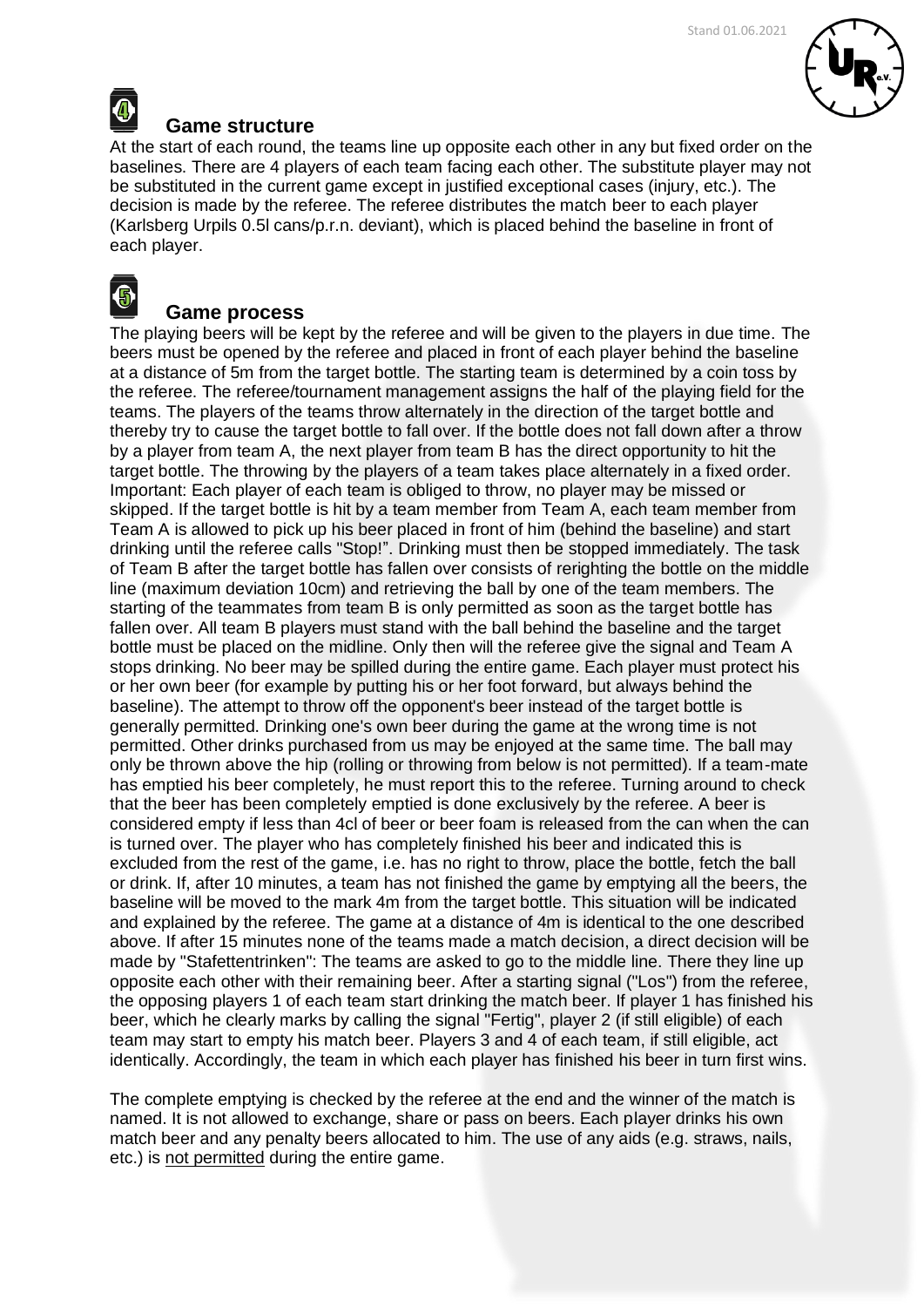## Game structure

At the start of each round, the teams line up opposite each other in any but fixed order on the baselines. There are 4 players of each team facing each other. The substitute player may not be substituted in the current game except in justified exceptional cases (injury, etc.). The decision is made by the referee. The referee distributes the match beer to each player (Karlsberg Urpils 0.5l cans/p.r.n. deviant), which is placed behind the baseline in front of each player.

## Game process

The playing beers will be kept by the referee and will be given to the players in due time. The beers must be opened by the referee and placed in front of each player behind the baseline at a distance of 5m from the target bottle. The starting team is determined by a coin toss by the referee. The referee/tournament management assigns the half of the playing field for the teams. The players of the teams throw alternately in the direction of the target bottle and thereby try to cause the target bottle to fall over. If the bottle does not fall down after a throw by a player from team A, the next player from team B has the direct opportunity to hit the target bottle. The throwing by the players of a team takes place alternately in a fixed order. Important: Each player of each team is obliged to throw, no player may be missed or skipped. If the target bottle is hit by a team member from Team A, each team member from Team A is allowed to pick up his beer placed in front of him (behind the baseline) and start drinking until the referee calls "Stop!". Drinking must then be stopped immediately. The task of Team B after the target bottle has fallen over consists of rerighting the bottle on the middle line (maximum deviation 10cm) and retrieving the ball by one of the team members. The starting of the teammates from team B is only permitted as soon as the target bottle has fallen over. All team B players must stand with the ball behind the baseline and the target bottle must be placed on the midline. Only then will the referee give the signal and Team A stops drinking. No beer may be spilled during the entire game. Each player must protect his or her own beer (for example by putting his or her foot forward, but always behind the baseline). The attempt to throw off the opponent's beer instead of the target bottle is generally permitted. Drinking one's own beer during the game at the wrong time is not permitted. Other drinks purchased from us may be enjoyed at the same time. The ball may only be thrown above the hip (rolling or throwing from below is not permitted). If a team-mate has emptied his beer completely, he must report this to the referee. Turning around to check that the beer has been completely emptied is done exclusively by the referee. A beer is considered empty if less than 4cl of beer or beer foam is released from the can when the can is turned over. The player who has completely finished his beer and indicated this is excluded from the rest of the game, i.e. has no right to throw, place the bottle, fetch the ball or drink. If, after 10 minutes, a team has not finished the game by emptying all the beers, the baseline will be moved to the mark 4m from the target bottle. This situation will be indicated and explained by the referee. The game at a distance of 4m is identical to the one described above. If after 15 minutes none of the teams made a match decision, a direct decision will be made by "Stafettentrinken": The teams are asked to go to the middle line. There they line up opposite each other with their remaining beer. After a starting signal ("Los") from the referee, the opposing players 1 of each team start drinking the match beer. If player 1 has finished his beer, which he clearly marks by calling the signal "Fertig", player 2 (if still eligible) of each team may start to empty his match beer. Players 3 and 4 of each team, if still eligible, act identically. Accordingly, the team in which each player has finished his beer in turn first wins.

The complete emptying is checked by the referee at the end and the winner of the match is named. It is not allowed to exchange, share or pass on beers. Each player drinks his own match beer and any penalty beers allocated to him. The use of any aids (e.g. straws, nails, etc.) is <u>not permitted</u> during the entire game.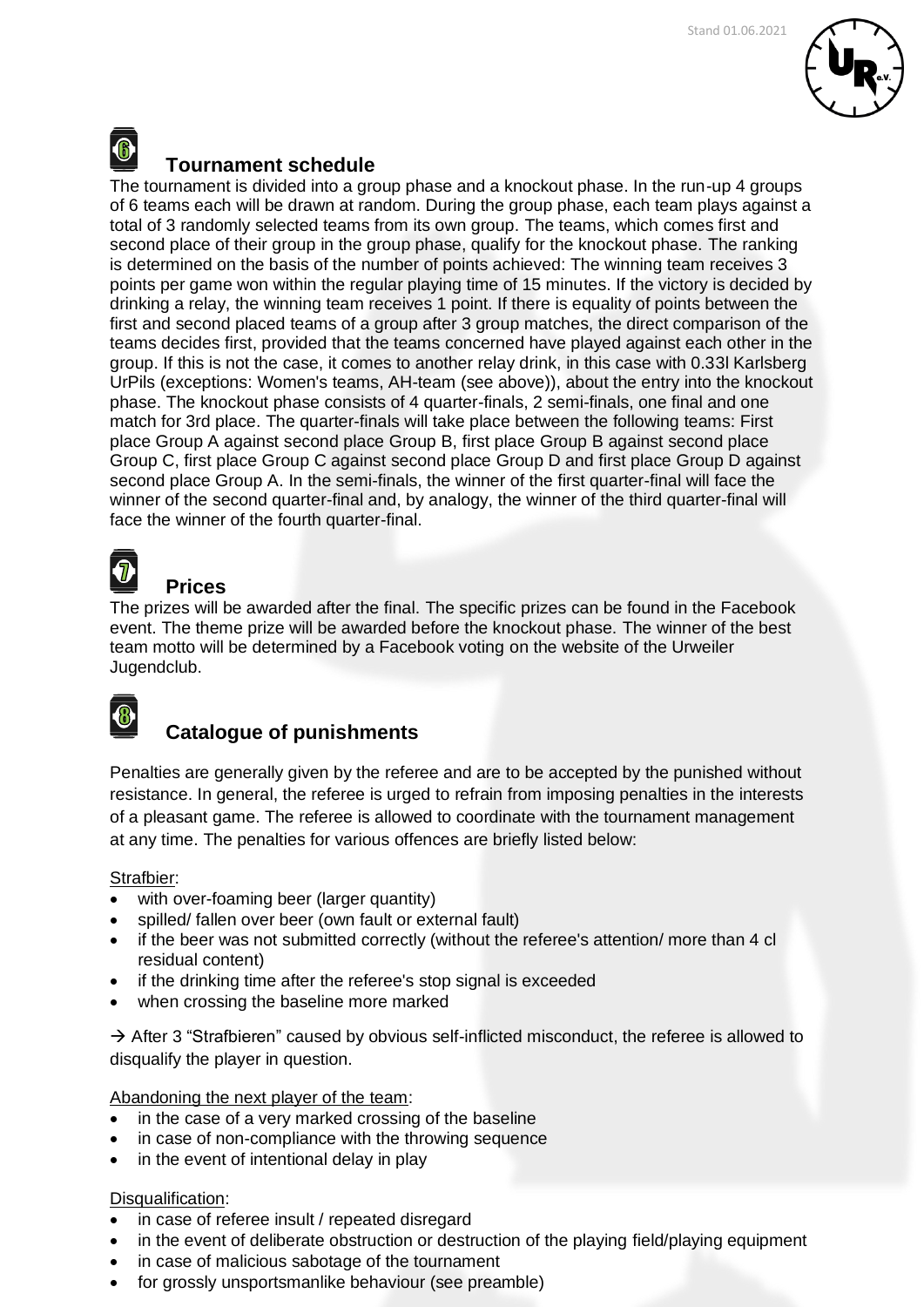## 6 Tournament schedule

The tournament is divided into a group phase and a knockout phase. In the run-up 4 groups of 6 teams each will be drawn at random. During the group phase, each team plays against a total of 3 randomly selected teams from its own group. The teams, which comes first and second place of their group in the group phase, qualify for the knockout phase. The ranking is determined on the basis of the number of points achieved: The winning team receives 3 points per game won within the regular playing time of 15 minutes. If the victory is decided by drinking a relay, the winning team receives 1 point. If there is equality of points between the first and second placed teams of a group after 3 group matches, the direct comparison of the teams decides first, provided that the teams concerned have played against each other in the group. If this is not the case, it comes to another relay drink, in this case with 0.33l Karlsberg UrPils (exceptions: Women's teams, AH-team (see above)), about the entry into the knockout phase. The knockout phase consists of 4 quarter-finals, 2 semi-finals, one final and one match for 3rd place. The quarter-finals will take place between the following teams: First place Group A against second place Group B, first place Group B against second place Group C, first place Group C against second place Group D and first place Group D against second place Group A. In the semi-finals, the winner of the first quarter-final will face the winner of the second quarter-final and, by analogy, the winner of the third quarter-final will face the winner of the fourth quarter-final.

## 7 Prices

The prizes will be awarded after the final. The specific prizes can be found in the Facebook event. The theme prize will be awarded before the knockout phase. The winner of the best team motto will be determined by a Facebook voting on the website of the Urweiler Jugendclub.

## 8 Catalogue of punishments

Penalties are generally given by the referee and are to be accepted by the punished without resistance. In general, the referee is urged to refrain from imposing penalties in the interests of a pleasant game. The referee is allowed to coordinate with the tournament management at any time. The penalties for various offences are briefly listed below:

Strafbier:

- with over-foaming beer (larger quantity)
- spilled/ fallen over beer (own fault or external fault)
- if the beer was not submitted correctly (without the referee's attention/ more than 4 cl residual content)
- if the drinking time after the referee's stop signal is exceeded
- when crossing the baseline more marked

→ After 3 "Strafbieren" caused by obvious self-inflicted misconduct, the referee is allowed to disqualify the player in question.

Abandoning the next player of the team:

- in the case of a very marked crossing of the baseline
- in case of non-compliance with the throwing sequence
- in the event of intentional delay in play

Disqualification:

- in case of referee insult / repeated disregard
- in the event of deliberate obstruction or destruction of the playing field/playing equipment
- in case of malicious sabotage of the tournament
- for grossly unsportsmanlike behaviour (see preamble)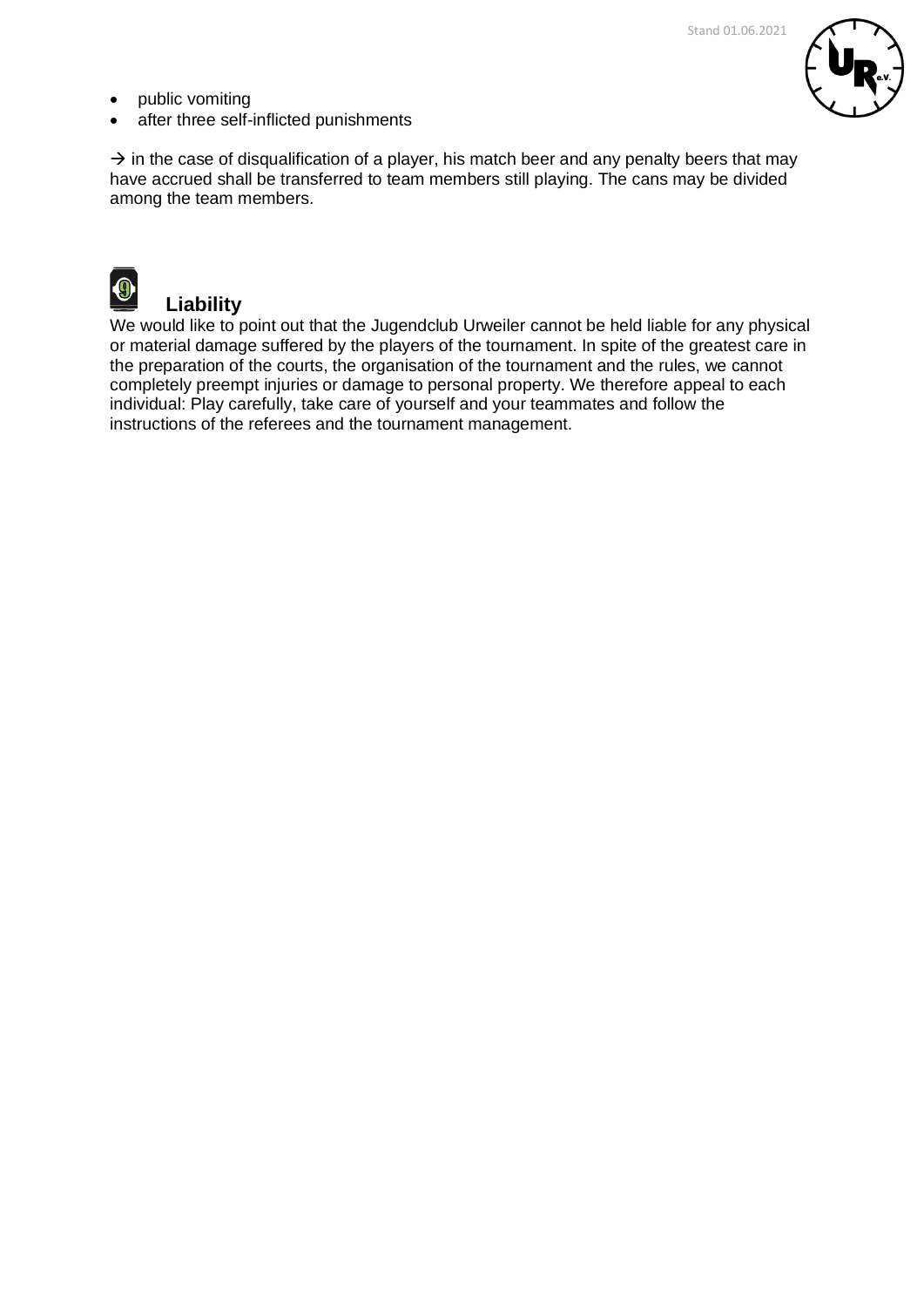- public vomiting
- after three self-inflicted punishments

→ in the case of disqualification of a player, his match beer and any penalty beers that may have accrued shall be transferred to team members still playing. The cans may be divided among the team members.

## 9 Liability

We would like to point out that the Jugendclub Urweiler cannot be held liable for any physical or material damage suffered by the players of the tournament. In spite of the greatest care in the preparation of the courts, the organisation of the tournament and the rules, we cannot completely preempt injuries or damage to personal property. We therefore appeal to each individual: Play carefully, take care of yourself and your teammates and follow the instructions of the referees and the tournament management.